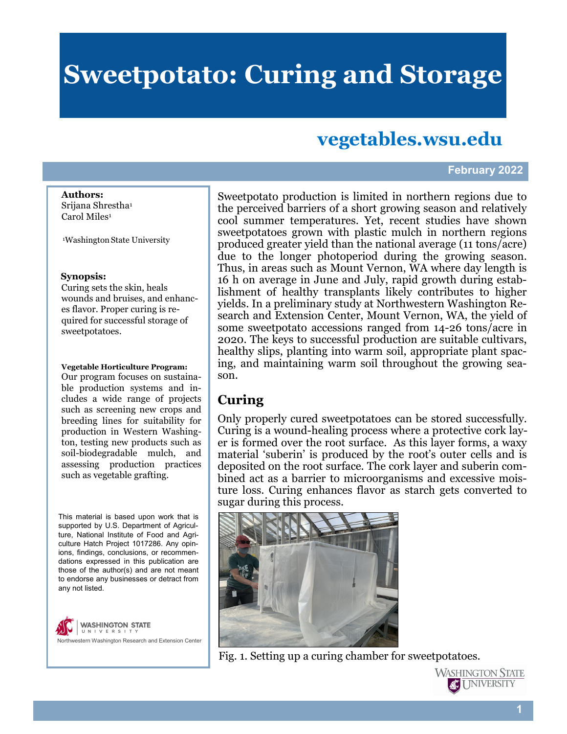# Sweetpotato: Curing and Storage

**vegetables.wsu.edu**

February 2022

**Authors:**
Srijana Shrestha[1]
Carol Miles[1]

[1]Washington State University

**Synopsis:**
Curing sets the skin, heals wounds and bruises, and enhances flavor. Proper curing is required for successful storage of sweetpotatoes.

**Vegetable Horticulture Program:**
Our program focuses on sustainable production systems and includes a wide range of projects such as screening new crops and breeding lines for suitability for production in Western Washington, testing new products such as soil-biodegradable mulch, and assessing production practices such as vegetable grafting.

This material is based upon work that is supported by U.S. Department of Agriculture, National Institute of Food and Agriculture Hatch Project 1017286. Any opinions, findings, conclusions, or recommendations expressed in this publication are those of the author(s) and are not meant to endorse any businesses or detract from any not listed.

Washington State University
Northwestern Washington Research and Extension Center

Sweetpotato production is limited in northern regions due to the perceived barriers of a short growing season and relatively cool summer temperatures. Yet, recent studies have shown sweetpotatoes grown with plastic mulch in northern regions produced greater yield than the national average (11 tons/acre) due to the longer photoperiod during the growing season. Thus, in areas such as Mount Vernon, WA where day length is 16 h on average in June and July, rapid growth during establishment of healthy transplants likely contributes to higher yields. In a preliminary study at Northwestern Washington Research and Extension Center, Mount Vernon, WA, the yield of some sweetpotato accessions ranged from 14-26 tons/acre in 2020. The keys to successful production are suitable cultivars, healthy slips, planting into warm soil, appropriate plant spacing, and maintaining warm soil throughout the growing season.

## Curing

Only properly cured sweetpotatoes can be stored successfully. Curing is a wound-healing process where a protective cork layer is formed over the root surface. As this layer forms, a waxy material 'suberin' is produced by the root's outer cells and is deposited on the root surface. The cork layer and suberin combined act as a barrier to microorganisms and excessive moisture loss. Curing enhances flavor as starch gets converted to sugar during this process.

Fig. 1. Setting up a curing chamber for sweetpotatoes.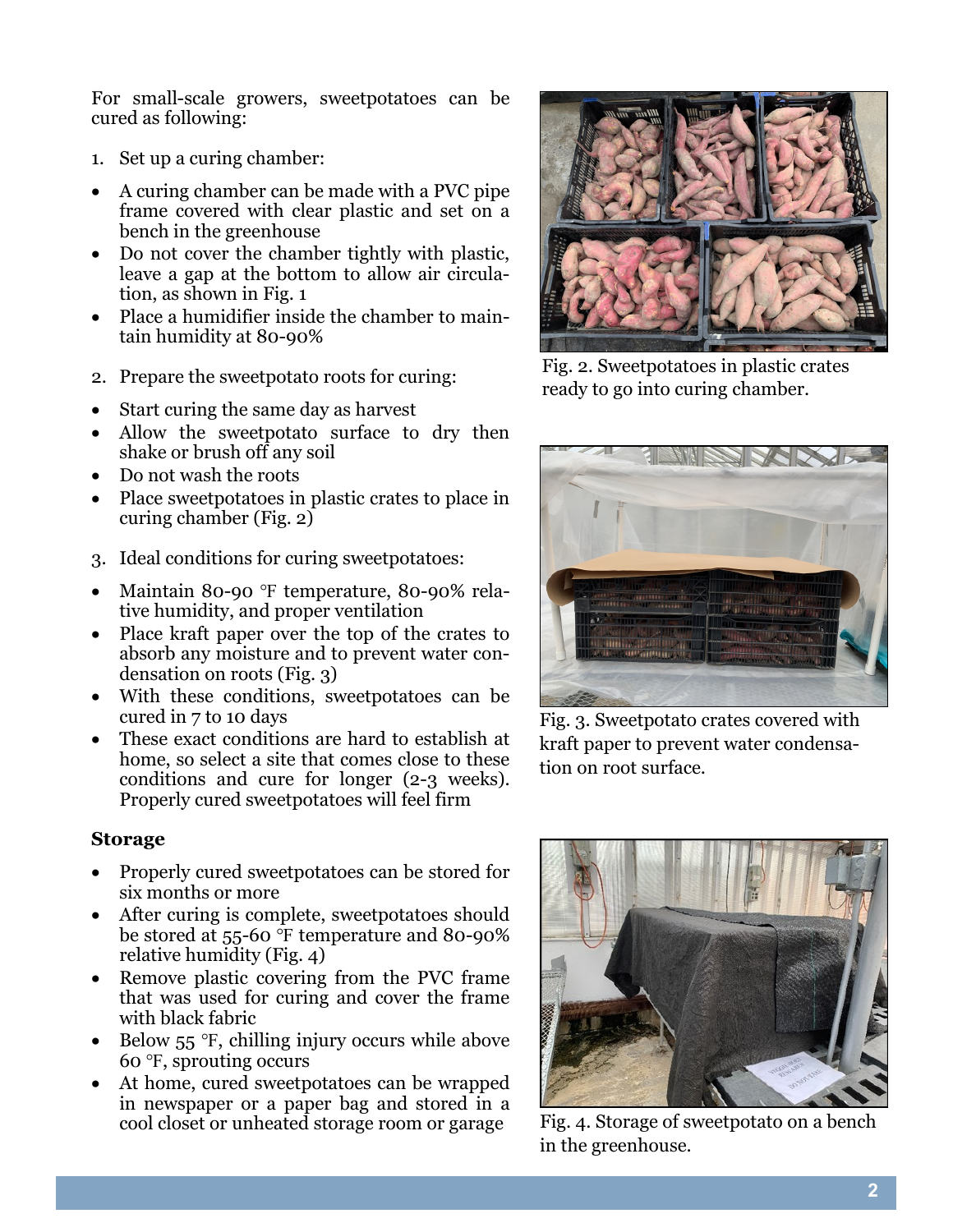For small-scale growers, sweetpotatoes can be cured as following:

1. Set up a curing chamber:

- A curing chamber can be made with a PVC pipe frame covered with clear plastic and set on a bench in the greenhouse
- Do not cover the chamber tightly with plastic, leave a gap at the bottom to allow air circulation, as shown in Fig. 1
- Place a humidifier inside the chamber to maintain humidity at 80-90%

2. Prepare the sweetpotato roots for curing:

- Start curing the same day as harvest
- Allow the sweetpotato surface to dry then shake or brush off any soil
- Do not wash the roots
- Place sweetpotatoes in plastic crates to place in curing chamber (Fig. 2)

3. Ideal conditions for curing sweetpotatoes:

- Maintain 80-90 °F temperature, 80-90% relative humidity, and proper ventilation
- Place kraft paper over the top of the crates to absorb any moisture and to prevent water condensation on roots (Fig. 3)
- With these conditions, sweetpotatoes can be cured in 7 to 10 days
- These exact conditions are hard to establish at home, so select a site that comes close to these conditions and cure for longer (2-3 weeks). Properly cured sweetpotatoes will feel firm

**Storage**

- Properly cured sweetpotatoes can be stored for six months or more
- After curing is complete, sweetpotatoes should be stored at 55-60 °F temperature and 80-90% relative humidity (Fig. 4)
- Remove plastic covering from the PVC frame that was used for curing and cover the frame with black fabric
- Below 55 °F, chilling injury occurs while above 60 °F, sprouting occurs
- At home, cured sweetpotatoes can be wrapped in newspaper or a paper bag and stored in a cool closet or unheated storage room or garage

Fig. 2. Sweetpotatoes in plastic crates ready to go into curing chamber.

Fig. 3. Sweetpotato crates covered with kraft paper to prevent water condensation on root surface.

Fig. 4. Storage of sweetpotato on a bench in the greenhouse.